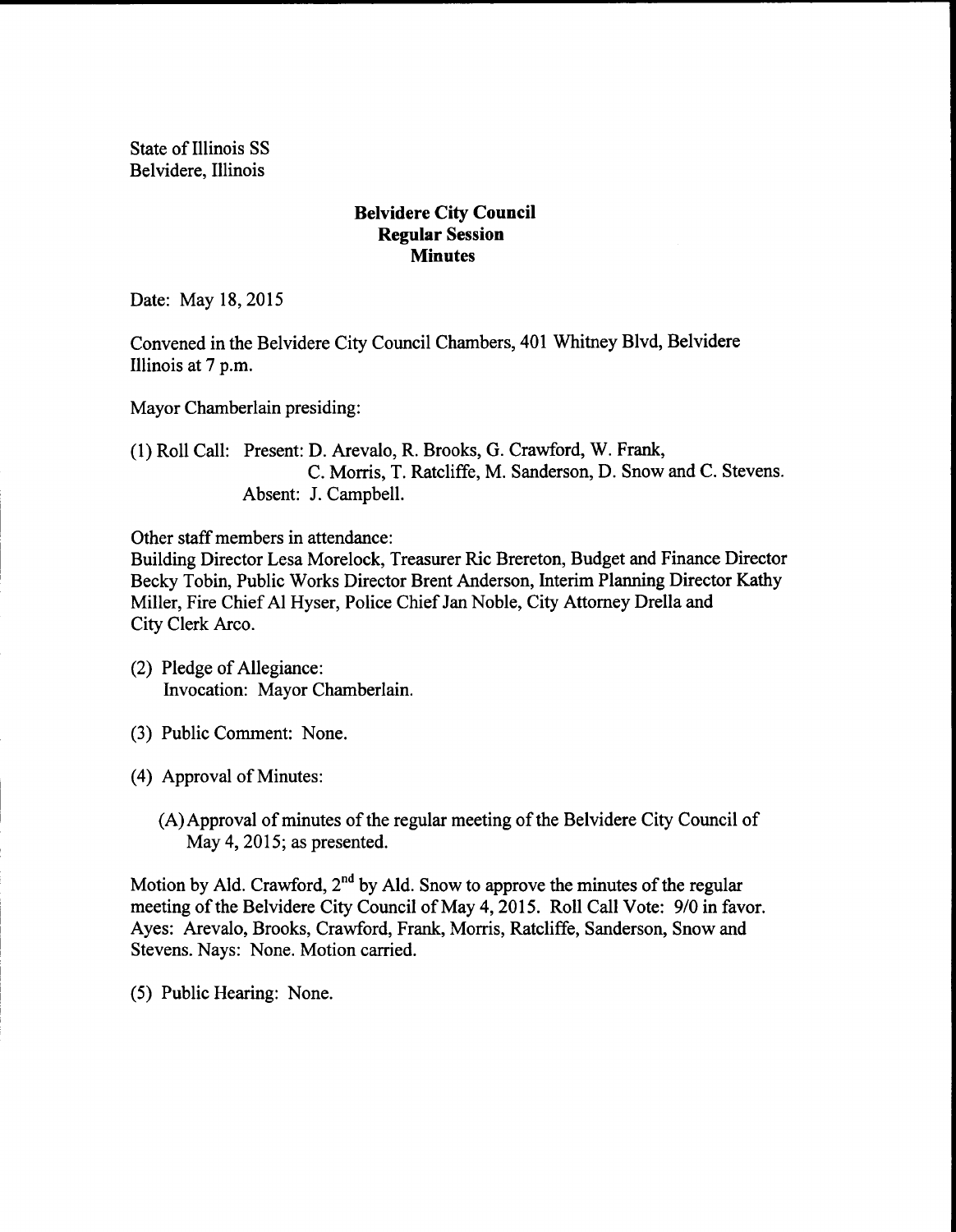State of Illinois SS
Belvidere, Illinois

**Belvidere City Council**
**Regular Session**
**Minutes**

Date: May 18, 2015

Convened in the Belvidere City Council Chambers, 401 Whitney Blvd, Belvidere Illinois at 7 p.m.

Mayor Chamberlain presiding:

(1) Roll Call: Present: D. Arevalo, R. Brooks, G. Crawford, W. Frank, C. Morris, T. Ratcliffe, M. Sanderson, D. Snow and C. Stevens.
Absent: J. Campbell.

Other staff members in attendance:
Building Director Lesa Morelock, Treasurer Ric Brereton, Budget and Finance Director Becky Tobin, Public Works Director Brent Anderson, Interim Planning Director Kathy Miller, Fire Chief Al Hyser, Police Chief Jan Noble, City Attorney Drella and City Clerk Arco.

(2) Pledge of Allegiance:
Invocation: Mayor Chamberlain.

(3) Public Comment: None.

(4) Approval of Minutes:

(A) Approval of minutes of the regular meeting of the Belvidere City Council of May 4, 2015; as presented.

Motion by Ald. Crawford, 2nd by Ald. Snow to approve the minutes of the regular meeting of the Belvidere City Council of May 4, 2015. Roll Call Vote: 9/0 in favor. Ayes: Arevalo, Brooks, Crawford, Frank, Morris, Ratcliffe, Sanderson, Snow and Stevens. Nays: None. Motion carried.

(5) Public Hearing: None.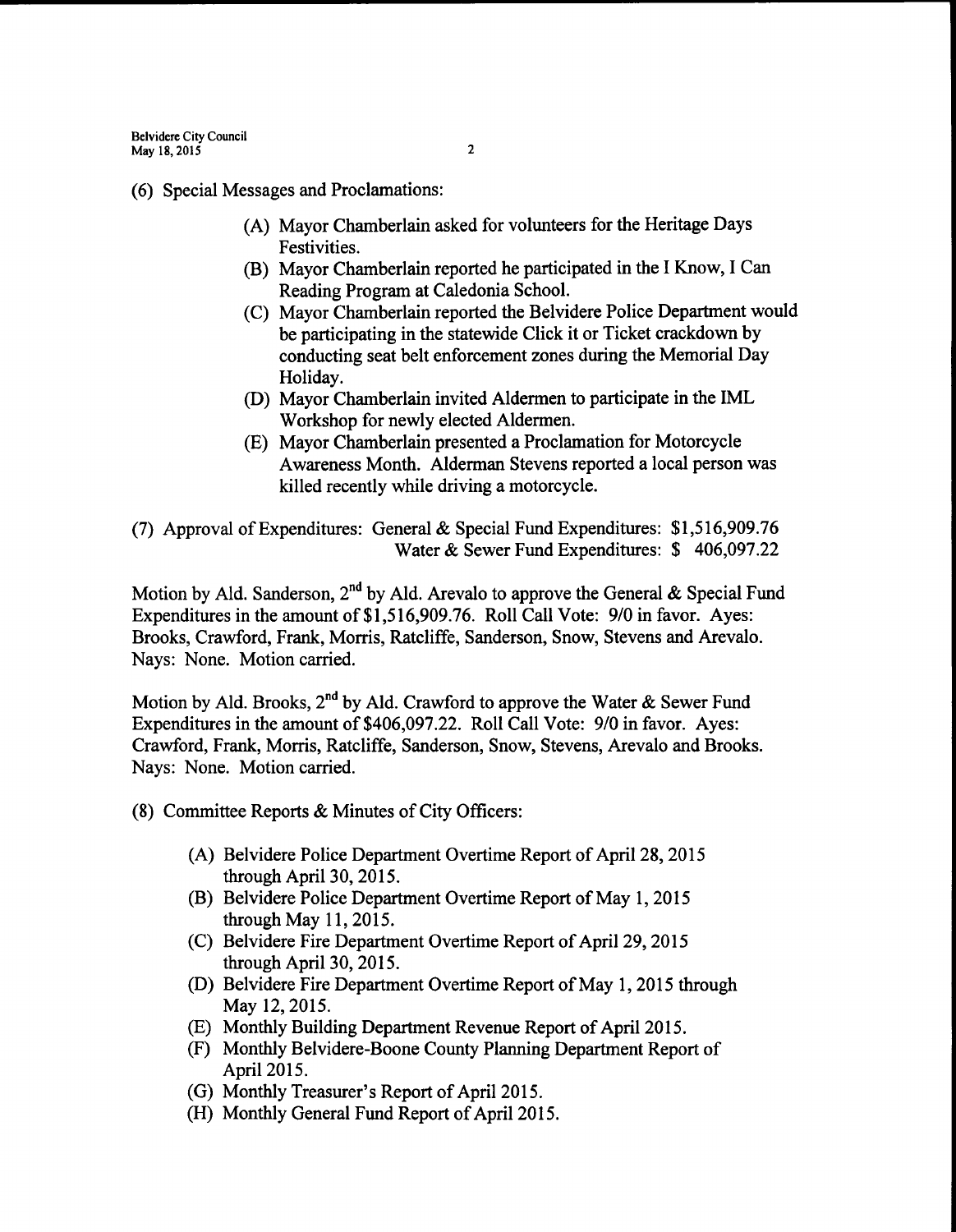(6) Special Messages and Proclamations:

(A) Mayor Chamberlain asked for volunteers for the Heritage Days Festivities.

(B) Mayor Chamberlain reported he participated in the I Know, I Can Reading Program at Caledonia School.

(C) Mayor Chamberlain reported the Belvidere Police Department would be participating in the statewide Click it or Ticket crackdown by conducting seat belt enforcement zones during the Memorial Day Holiday.

(D) Mayor Chamberlain invited Aldermen to participate in the IML Workshop for newly elected Aldermen.

(E) Mayor Chamberlain presented a Proclamation for Motorcycle Awareness Month. Alderman Stevens reported a local person was killed recently while driving a motorcycle.

(7) Approval of Expenditures: General & Special Fund Expenditures: $1,516,909.76
Water & Sewer Fund Expenditures: $ 406,097.22

Motion by Ald. Sanderson, 2nd by Ald. Arevalo to approve the General & Special Fund Expenditures in the amount of $1,516,909.76. Roll Call Vote: 9/0 in favor. Ayes: Brooks, Crawford, Frank, Morris, Ratcliffe, Sanderson, Snow, Stevens and Arevalo. Nays: None. Motion carried.

Motion by Ald. Brooks, 2nd by Ald. Crawford to approve the Water & Sewer Fund Expenditures in the amount of $406,097.22. Roll Call Vote: 9/0 in favor. Ayes: Crawford, Frank, Morris, Ratcliffe, Sanderson, Snow, Stevens, Arevalo and Brooks. Nays: None. Motion carried.

(8) Committee Reports & Minutes of City Officers:

(A) Belvidere Police Department Overtime Report of April 28, 2015 through April 30, 2015.

(B) Belvidere Police Department Overtime Report of May 1, 2015 through May 11, 2015.

(C) Belvidere Fire Department Overtime Report of April 29, 2015 through April 30, 2015.

(D) Belvidere Fire Department Overtime Report of May 1, 2015 through May 12, 2015.

(E) Monthly Building Department Revenue Report of April 2015.

(F) Monthly Belvidere-Boone County Planning Department Report of April 2015.

(G) Monthly Treasurer's Report of April 2015.

(H) Monthly General Fund Report of April 2015.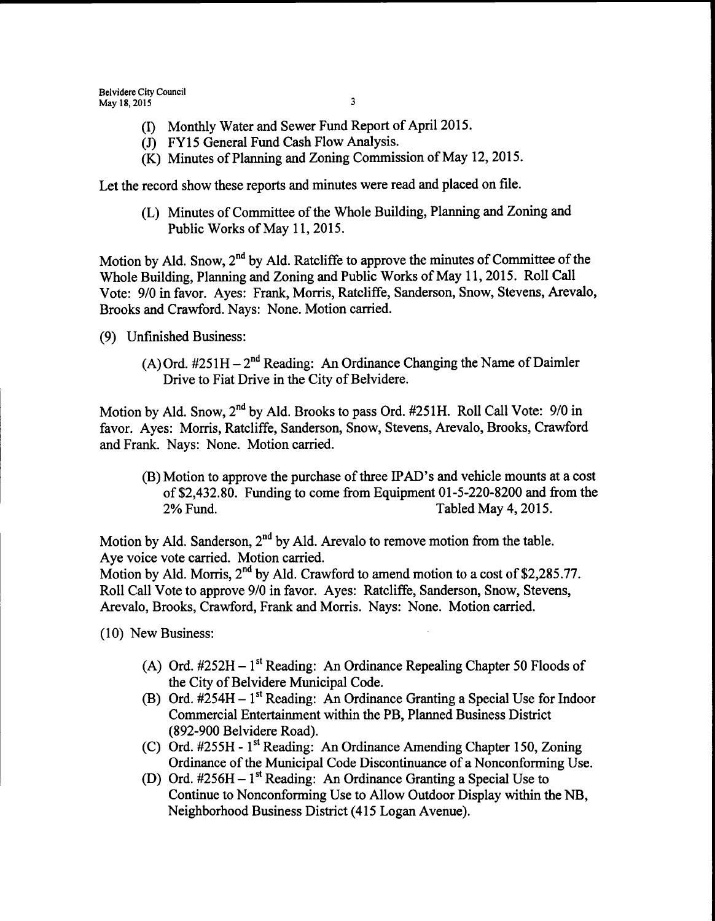(I) Monthly Water and Sewer Fund Report of April 2015.
(J) FY15 General Fund Cash Flow Analysis.
(K) Minutes of Planning and Zoning Commission of May 12, 2015.

Let the record show these reports and minutes were read and placed on file.

(L) Minutes of Committee of the Whole Building, Planning and Zoning and Public Works of May 11, 2015.

Motion by Ald. Snow, 2nd by Ald. Ratcliffe to approve the minutes of Committee of the Whole Building, Planning and Zoning and Public Works of May 11, 2015. Roll Call Vote: 9/0 in favor. Ayes: Frank, Morris, Ratcliffe, Sanderson, Snow, Stevens, Arevalo, Brooks and Crawford. Nays: None. Motion carried.

(9) Unfinished Business:

(A) Ord. #251H – 2nd Reading: An Ordinance Changing the Name of Daimler Drive to Fiat Drive in the City of Belvidere.

Motion by Ald. Snow, 2nd by Ald. Brooks to pass Ord. #251H. Roll Call Vote: 9/0 in favor. Ayes: Morris, Ratcliffe, Sanderson, Snow, Stevens, Arevalo, Brooks, Crawford and Frank. Nays: None. Motion carried.

(B) Motion to approve the purchase of three IPAD's and vehicle mounts at a cost of $2,432.80. Funding to come from Equipment 01-5-220-8200 and from the 2% Fund. Tabled May 4, 2015.

Motion by Ald. Sanderson, 2nd by Ald. Arevalo to remove motion from the table. Aye voice vote carried. Motion carried.
Motion by Ald. Morris, 2nd by Ald. Crawford to amend motion to a cost of $2,285.77. Roll Call Vote to approve 9/0 in favor. Ayes: Ratcliffe, Sanderson, Snow, Stevens, Arevalo, Brooks, Crawford, Frank and Morris. Nays: None. Motion carried.

(10) New Business:

(A) Ord. #252H – 1st Reading: An Ordinance Repealing Chapter 50 Floods of the City of Belvidere Municipal Code.
(B) Ord. #254H – 1st Reading: An Ordinance Granting a Special Use for Indoor Commercial Entertainment within the PB, Planned Business District (892-900 Belvidere Road).
(C) Ord. #255H - 1st Reading: An Ordinance Amending Chapter 150, Zoning Ordinance of the Municipal Code Discontinuance of a Nonconforming Use.
(D) Ord. #256H – 1st Reading: An Ordinance Granting a Special Use to Continue to Nonconforming Use to Allow Outdoor Display within the NB, Neighborhood Business District (415 Logan Avenue).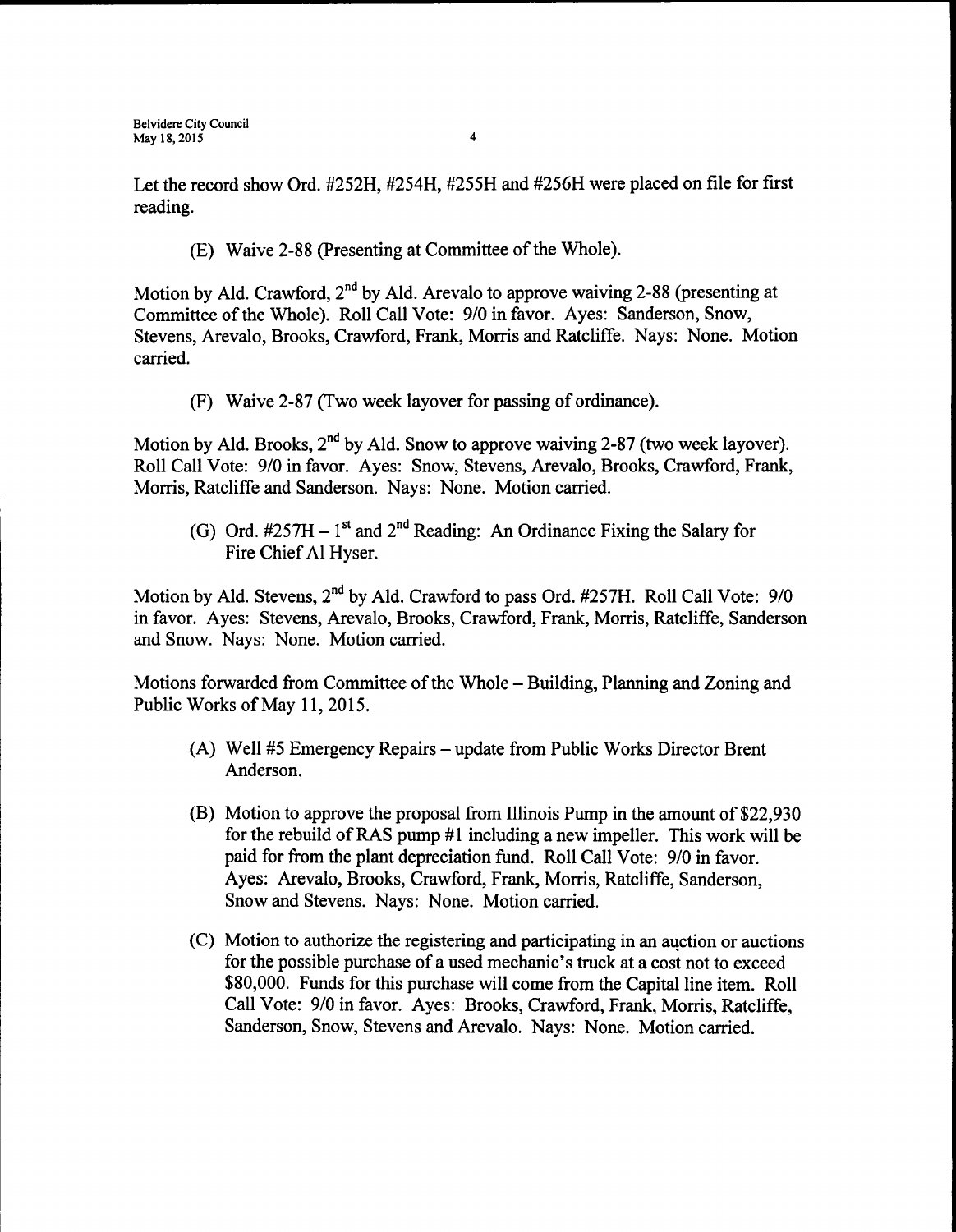Let the record show Ord. #252H, #254H, #255H and #256H were placed on file for first reading.

(E) Waive 2-88 (Presenting at Committee of the Whole).

Motion by Ald. Crawford, 2nd by Ald. Arevalo to approve waiving 2-88 (presenting at Committee of the Whole). Roll Call Vote: 9/0 in favor. Ayes: Sanderson, Snow, Stevens, Arevalo, Brooks, Crawford, Frank, Morris and Ratcliffe. Nays: None. Motion carried.

(F) Waive 2-87 (Two week layover for passing of ordinance).

Motion by Ald. Brooks, 2nd by Ald. Snow to approve waiving 2-87 (two week layover). Roll Call Vote: 9/0 in favor. Ayes: Snow, Stevens, Arevalo, Brooks, Crawford, Frank, Morris, Ratcliffe and Sanderson. Nays: None. Motion carried.

(G) Ord. #257H – 1st and 2nd Reading: An Ordinance Fixing the Salary for Fire Chief Al Hyser.

Motion by Ald. Stevens, 2nd by Ald. Crawford to pass Ord. #257H. Roll Call Vote: 9/0 in favor. Ayes: Stevens, Arevalo, Brooks, Crawford, Frank, Morris, Ratcliffe, Sanderson and Snow. Nays: None. Motion carried.

Motions forwarded from Committee of the Whole – Building, Planning and Zoning and Public Works of May 11, 2015.

(A) Well #5 Emergency Repairs – update from Public Works Director Brent Anderson.

(B) Motion to approve the proposal from Illinois Pump in the amount of $22,930 for the rebuild of RAS pump #1 including a new impeller. This work will be paid for from the plant depreciation fund. Roll Call Vote: 9/0 in favor. Ayes: Arevalo, Brooks, Crawford, Frank, Morris, Ratcliffe, Sanderson, Snow and Stevens. Nays: None. Motion carried.

(C) Motion to authorize the registering and participating in an auction or auctions for the possible purchase of a used mechanic's truck at a cost not to exceed $80,000. Funds for this purchase will come from the Capital line item. Roll Call Vote: 9/0 in favor. Ayes: Brooks, Crawford, Frank, Morris, Ratcliffe, Sanderson, Snow, Stevens and Arevalo. Nays: None. Motion carried.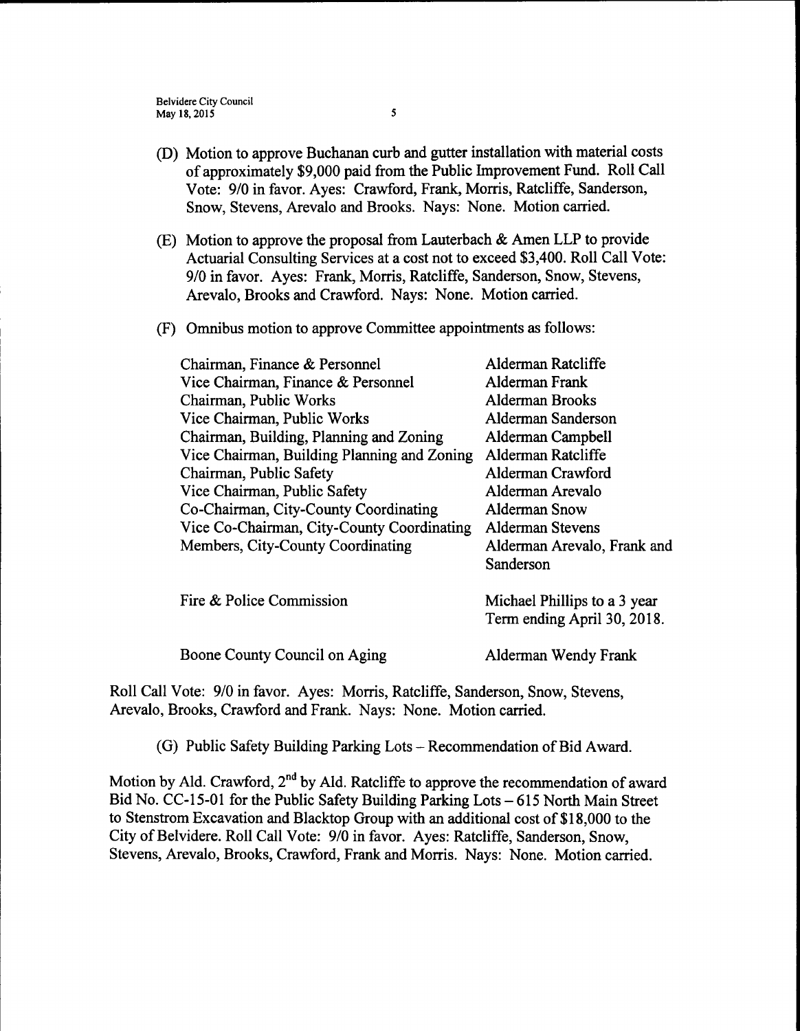(D) Motion to approve Buchanan curb and gutter installation with material costs of approximately $9,000 paid from the Public Improvement Fund. Roll Call Vote: 9/0 in favor. Ayes: Crawford, Frank, Morris, Ratcliffe, Sanderson, Snow, Stevens, Arevalo and Brooks. Nays: None. Motion carried.

(E) Motion to approve the proposal from Lauterbach & Amen LLP to provide Actuarial Consulting Services at a cost not to exceed $3,400. Roll Call Vote: 9/0 in favor. Ayes: Frank, Morris, Ratcliffe, Sanderson, Snow, Stevens, Arevalo, Brooks and Crawford. Nays: None. Motion carried.

(F) Omnibus motion to approve Committee appointments as follows:

| | |
|---|---|
| Chairman, Finance & Personnel | Alderman Ratcliffe |
| Vice Chairman, Finance & Personnel | Alderman Frank |
| Chairman, Public Works | Alderman Brooks |
| Vice Chairman, Public Works | Alderman Sanderson |
| Chairman, Building, Planning and Zoning | Alderman Campbell |
| Vice Chairman, Building Planning and Zoning | Alderman Ratcliffe |
| Chairman, Public Safety | Alderman Crawford |
| Vice Chairman, Public Safety | Alderman Arevalo |
| Co-Chairman, City-County Coordinating | Alderman Snow |
| Vice Co-Chairman, City-County Coordinating | Alderman Stevens |
| Members, City-County Coordinating | Alderman Arevalo, Frank and Sanderson |
| Fire & Police Commission | Michael Phillips to a 3 year Term ending April 30, 2018. |
| Boone County Council on Aging | Alderman Wendy Frank |

Roll Call Vote: 9/0 in favor. Ayes: Morris, Ratcliffe, Sanderson, Snow, Stevens, Arevalo, Brooks, Crawford and Frank. Nays: None. Motion carried.

(G) Public Safety Building Parking Lots – Recommendation of Bid Award.

Motion by Ald. Crawford, 2nd by Ald. Ratcliffe to approve the recommendation of award Bid No. CC-15-01 for the Public Safety Building Parking Lots – 615 North Main Street to Stenstrom Excavation and Blacktop Group with an additional cost of $18,000 to the City of Belvidere. Roll Call Vote: 9/0 in favor. Ayes: Ratcliffe, Sanderson, Snow, Stevens, Arevalo, Brooks, Crawford, Frank and Morris. Nays: None. Motion carried.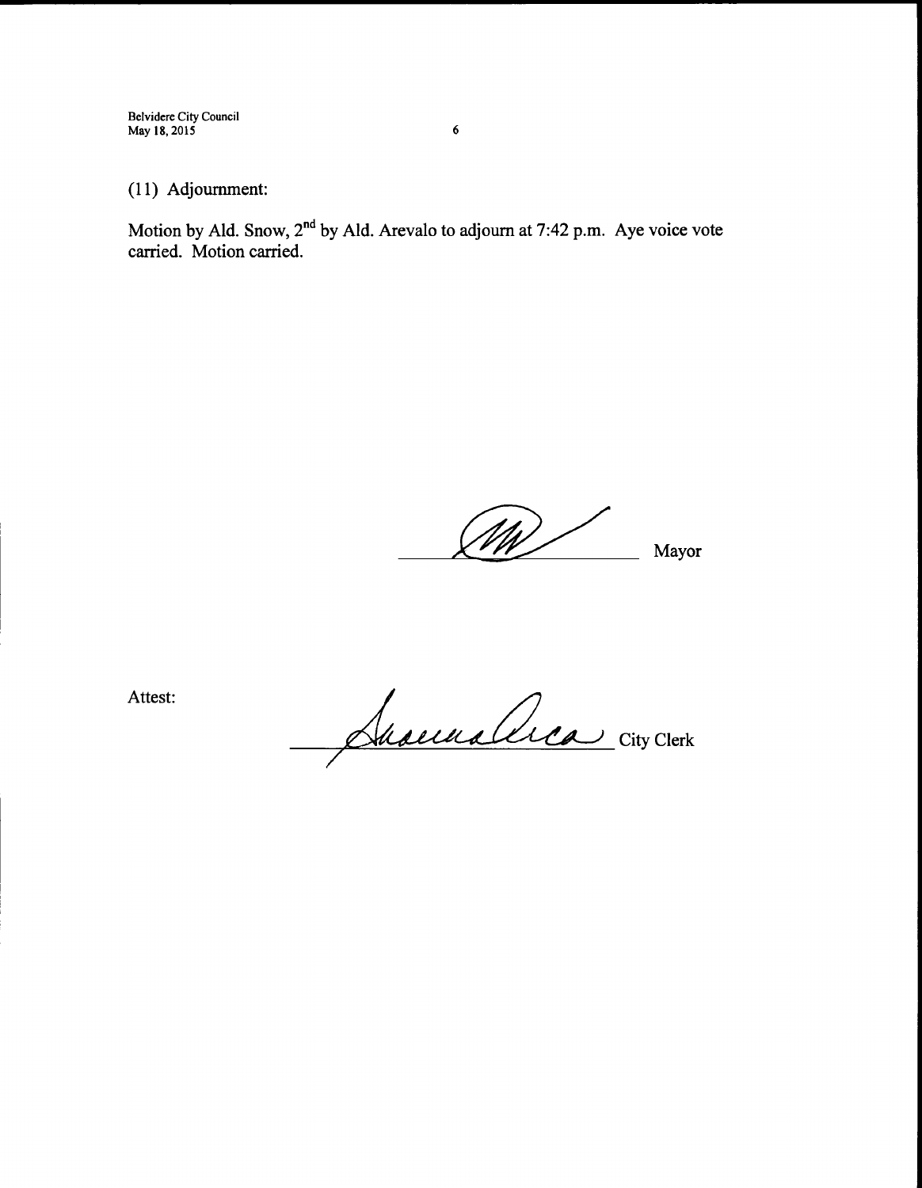(11) Adjournment:

Motion by Ald. Snow, 2nd by Ald. Arevalo to adjourn at 7:42 p.m. Aye voice vote carried. Motion carried.

\_\_\_\_\_\_\_\_\_\_\_\_\_\_\_\_\_\_\_\_ Mayor

Attest:

\_\_\_\_\_\_\_\_\_\_\_\_\_\_\_\_\_\_\_\_ City Clerk